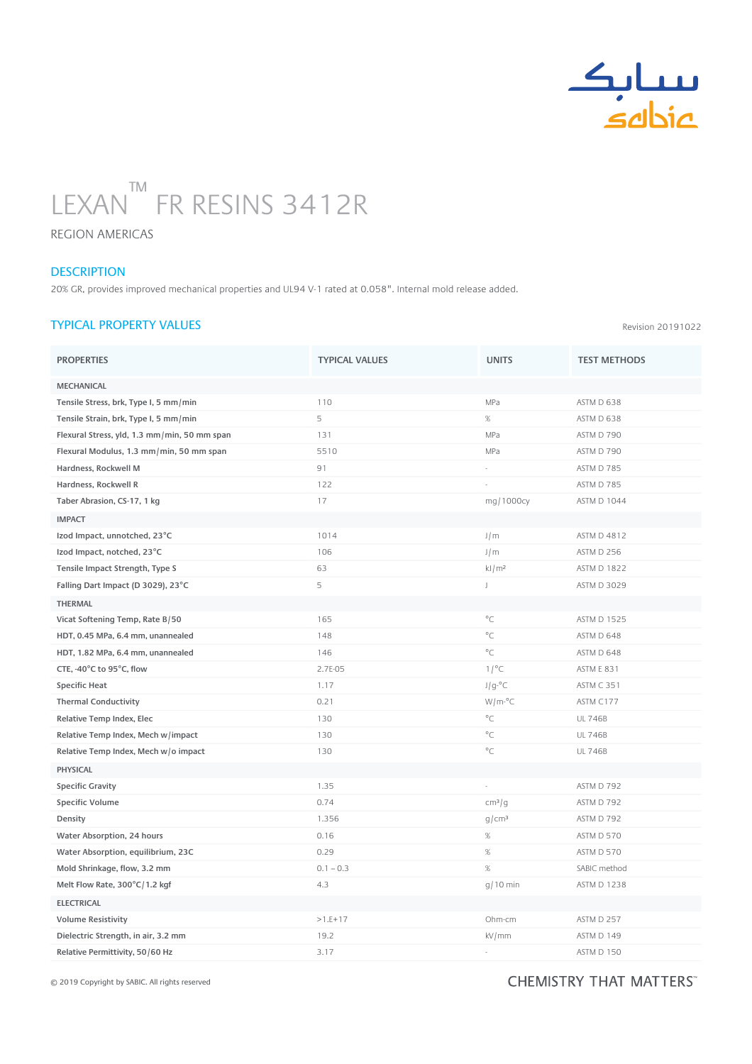# LEXAN™ FR RESINS 3412R

REGION AMERICAS

## DESCRIPTION

20% GR, provides improved mechanical properties and UL94 V-1 rated at 0.058". Internal mold release added.

## TYPICAL PROPERTY VALUES

Revision 20191022

| PROPERTIES | TYPICAL VALUES | UNITS | TEST METHODS |
|---|---|---|---|
| **MECHANICAL** | | | |
| Tensile Stress, brk, Type I, 5 mm/min | 110 | MPa | ASTM D 638 |
| Tensile Strain, brk, Type I, 5 mm/min | 5 | % | ASTM D 638 |
| Flexural Stress, yld, 1.3 mm/min, 50 mm span | 131 | MPa | ASTM D 790 |
| Flexural Modulus, 1.3 mm/min, 50 mm span | 5510 | MPa | ASTM D 790 |
| Hardness, Rockwell M | 91 | - | ASTM D 785 |
| Hardness, Rockwell R | 122 | - | ASTM D 785 |
| Taber Abrasion, CS-17, 1 kg | 17 | mg/1000cy | ASTM D 1044 |
| **IMPACT** | | | |
| Izod Impact, unnotched, 23°C | 1014 | J/m | ASTM D 4812 |
| Izod Impact, notched, 23°C | 106 | J/m | ASTM D 256 |
| Tensile Impact Strength, Type S | 63 | kJ/m² | ASTM D 1822 |
| Falling Dart Impact (D 3029), 23°C | 5 | J | ASTM D 3029 |
| **THERMAL** | | | |
| Vicat Softening Temp, Rate B/50 | 165 | °C | ASTM D 1525 |
| HDT, 0.45 MPa, 6.4 mm, unannealed | 148 | °C | ASTM D 648 |
| HDT, 1.82 MPa, 6.4 mm, unannealed | 146 | °C | ASTM D 648 |
| CTE, -40°C to 95°C, flow | 2.7E-05 | 1/°C | ASTM E 831 |
| Specific Heat | 1.17 | J/g-°C | ASTM C 351 |
| Thermal Conductivity | 0.21 | W/m-°C | ASTM C177 |
| Relative Temp Index, Elec | 130 | °C | UL 746B |
| Relative Temp Index, Mech w/impact | 130 | °C | UL 746B |
| Relative Temp Index, Mech w/o impact | 130 | °C | UL 746B |
| **PHYSICAL** | | | |
| Specific Gravity | 1.35 | - | ASTM D 792 |
| Specific Volume | 0.74 | cm³/g | ASTM D 792 |
| Density | 1.356 | g/cm³ | ASTM D 792 |
| Water Absorption, 24 hours | 0.16 | % | ASTM D 570 |
| Water Absorption, equilibrium, 23C | 0.29 | % | ASTM D 570 |
| Mold Shrinkage, flow, 3.2 mm | 0.1 – 0.3 | % | SABIC method |
| Melt Flow Rate, 300°C/1.2 kgf | 4.3 | g/10 min | ASTM D 1238 |
| **ELECTRICAL** | | | |
| Volume Resistivity | >1.E+17 | Ohm-cm | ASTM D 257 |
| Dielectric Strength, in air, 3.2 mm | 19.2 | kV/mm | ASTM D 149 |
| Relative Permittivity, 50/60 Hz | 3.17 | - | ASTM D 150 |

© 2019 Copyright by SABIC. All rights reserved

CHEMISTRY THAT MATTERS™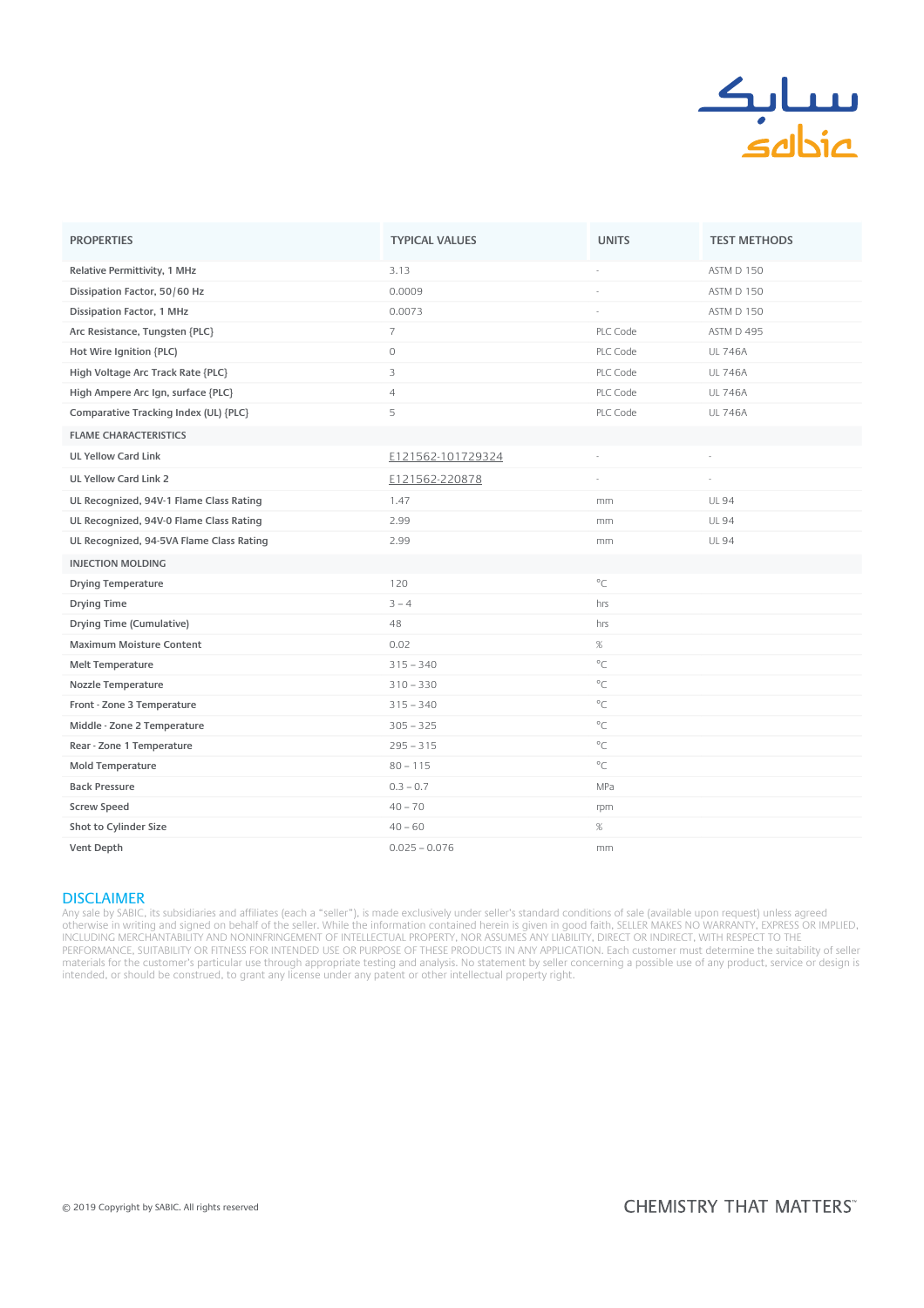| PROPERTIES | TYPICAL VALUES | UNITS | TEST METHODS |
|---|---|---|---|
| Relative Permittivity, 1 MHz | 3.13 | - | ASTM D 150 |
| Dissipation Factor, 50/60 Hz | 0.0009 | - | ASTM D 150 |
| Dissipation Factor, 1 MHz | 0.0073 | - | ASTM D 150 |
| Arc Resistance, Tungsten {PLC} | 7 | PLC Code | ASTM D 495 |
| Hot Wire Ignition {PLC) | 0 | PLC Code | UL 746A |
| High Voltage Arc Track Rate {PLC} | 3 | PLC Code | UL 746A |
| High Ampere Arc Ign, surface {PLC} | 4 | PLC Code | UL 746A |
| Comparative Tracking Index (UL) {PLC} | 5 | PLC Code | UL 746A |
| FLAME CHARACTERISTICS | | | |
| UL Yellow Card Link | E121562-101729324 | - | - |
| UL Yellow Card Link 2 | E121562-220878 | - | - |
| UL Recognized, 94V-1 Flame Class Rating | 1.47 | mm | UL 94 |
| UL Recognized, 94V-0 Flame Class Rating | 2.99 | mm | UL 94 |
| UL Recognized, 94-5VA Flame Class Rating | 2.99 | mm | UL 94 |
| INJECTION MOLDING | | | |
| Drying Temperature | 120 | °C | |
| Drying Time | 3 – 4 | hrs | |
| Drying Time (Cumulative) | 48 | hrs | |
| Maximum Moisture Content | 0.02 | % | |
| Melt Temperature | 315 – 340 | °C | |
| Nozzle Temperature | 310 – 330 | °C | |
| Front - Zone 3 Temperature | 315 – 340 | °C | |
| Middle - Zone 2 Temperature | 305 – 325 | °C | |
| Rear - Zone 1 Temperature | 295 – 315 | °C | |
| Mold Temperature | 80 – 115 | °C | |
| Back Pressure | 0.3 – 0.7 | MPa | |
| Screw Speed | 40 – 70 | rpm | |
| Shot to Cylinder Size | 40 – 60 | % | |
| Vent Depth | 0.025 – 0.076 | mm | |

## DISCLAIMER

Any sale by SABIC, its subsidiaries and affiliates (each a "seller"), is made exclusively under seller's standard conditions of sale (available upon request) unless agreed otherwise in writing and signed on behalf of the seller. While the information contained herein is given in good faith, SELLER MAKES NO WARRANTY, EXPRESS OR IMPLIED, INCLUDING MERCHANTABILITY AND NONINFRINGEMENT OF INTELLECTUAL PROPERTY, NOR ASSUMES ANY LIABILITY, DIRECT OR INDIRECT, WITH RESPECT TO THE PERFORMANCE, SUITABILITY OR FITNESS FOR INTENDED USE OR PURPOSE OF THESE PRODUCTS IN ANY APPLICATION. Each customer must determine the suitability of seller materials for the customer's particular use through appropriate testing and analysis. No statement by seller concerning a possible use of any product, service or design is intended, or should be construed, to grant any license under any patent or other intellectual property right.

© 2019 Copyright by SABIC. All rights reserved

CHEMISTRY THAT MATTERS™